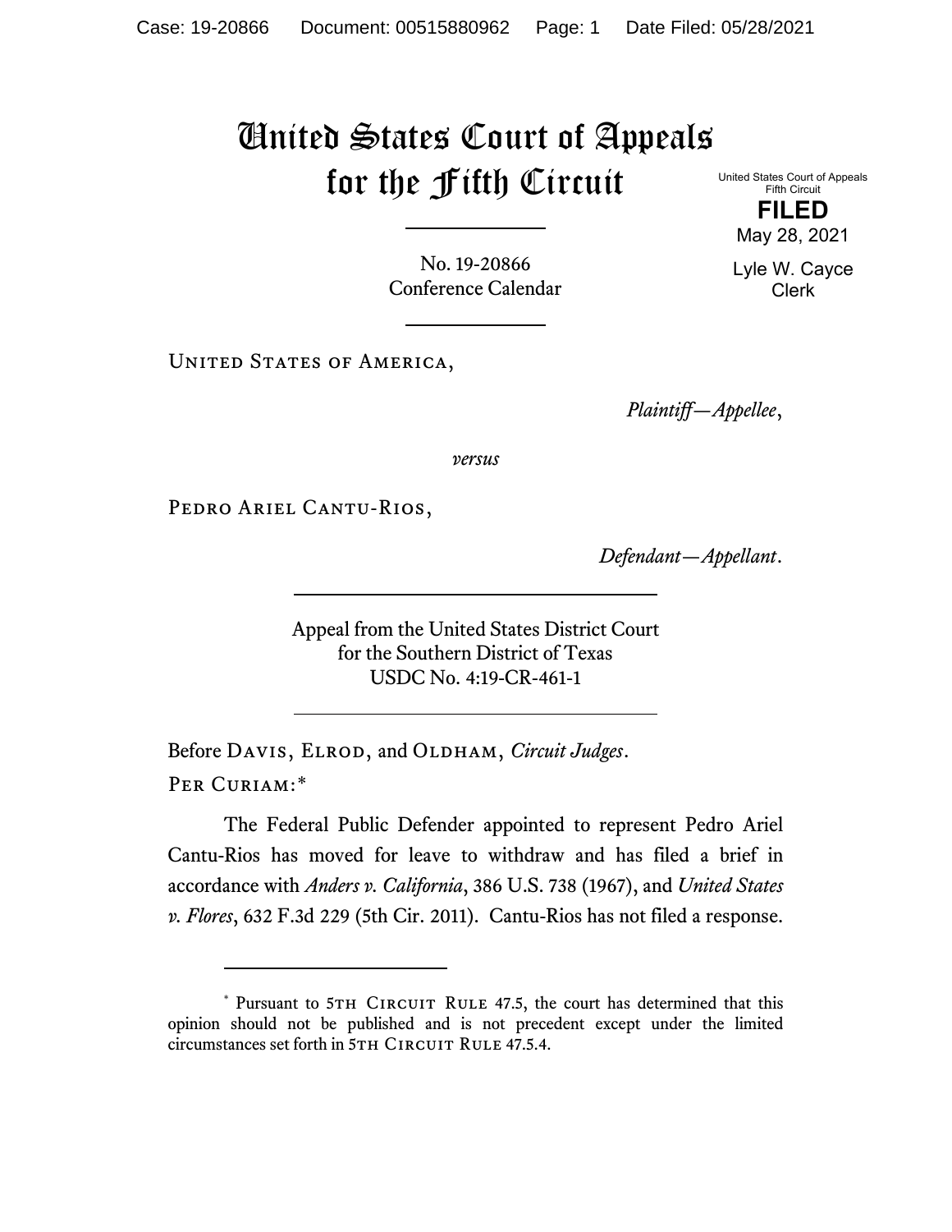# United States Court of Appeals for the Fifth Circuit

United States Court of Appeals
Fifth Circuit

**FILED**

May 28, 2021

Lyle W. Cayce
Clerk

No. 19-20866
Conference Calendar

United States of America,

*Plaintiff—Appellee*,

*versus*

Pedro Ariel Cantu-Rios,

*Defendant—Appellant*.

Appeal from the United States District Court
for the Southern District of Texas
USDC No. 4:19-CR-461-1

Before Davis, Elrod, and Oldham, *Circuit Judges*.

Per Curiam:*

The Federal Public Defender appointed to represent Pedro Ariel Cantu-Rios has moved for leave to withdraw and has filed a brief in accordance with *Anders v. California*, 386 U.S. 738 (1967), and *United States v. Flores*, 632 F.3d 229 (5th Cir. 2011). Cantu-Rios has not filed a response.

---

\* Pursuant to 5th Circuit Rule 47.5, the court has determined that this opinion should not be published and is not precedent except under the limited circumstances set forth in 5th Circuit Rule 47.5.4.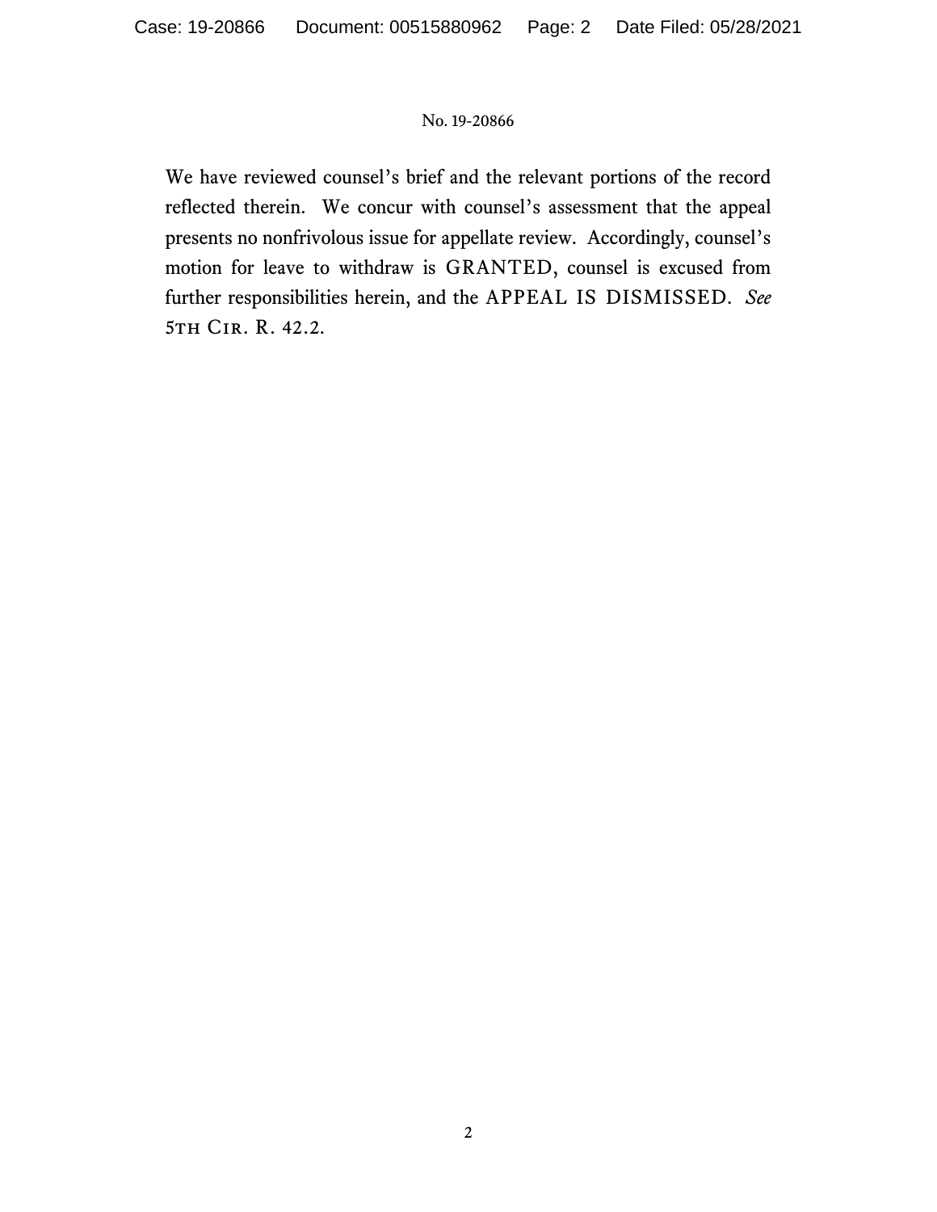We have reviewed counsel's brief and the relevant portions of the record reflected therein. We concur with counsel's assessment that the appeal presents no nonfrivolous issue for appellate review. Accordingly, counsel's motion for leave to withdraw is GRANTED, counsel is excused from further responsibilities herein, and the APPEAL IS DISMISSED. *See* 5TH CIR. R. 42.2.